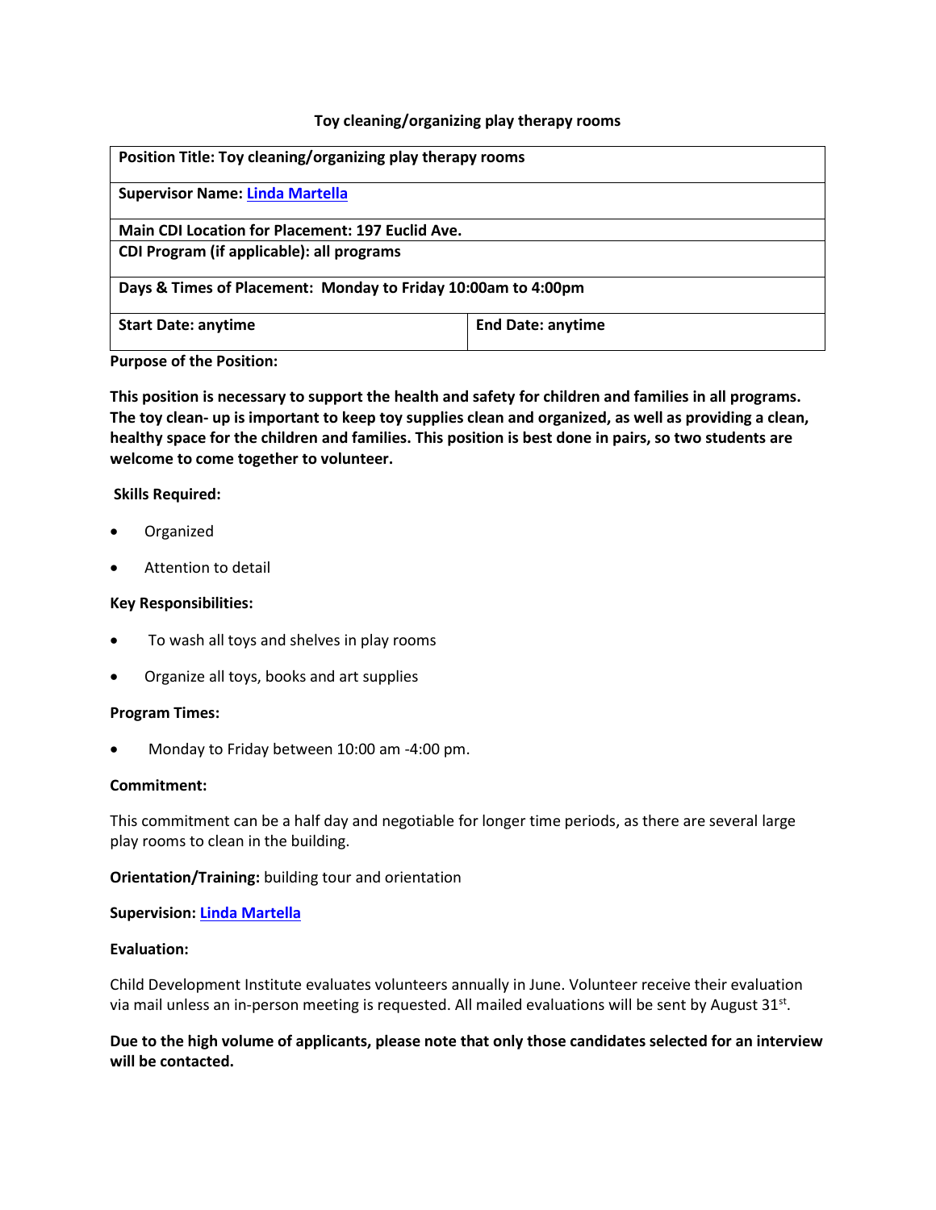# Toy cleaning/organizing play therapy rooms

| **Position Title: Toy cleaning/organizing play therapy rooms** | |
|---|---|
| **Supervisor Name: Linda Martella** | |
| **Main CDI Location for Placement: 197 Euclid Ave.** | |
| **CDI Program (if applicable): all programs** | |
| **Days & Times of Placement: Monday to Friday 10:00am to 4:00pm** | |
| **Start Date: anytime** | **End Date: anytime** |

**Purpose of the Position:**

**This position is necessary to support the health and safety for children and families in all programs. The toy clean- up is important to keep toy supplies clean and organized, as well as providing a clean, healthy space for the children and families. This position is best done in pairs, so two students are welcome to come together to volunteer.**

**Skills Required:**

- Organized
- Attention to detail

**Key Responsibilities:**

- To wash all toys and shelves in play rooms
- Organize all toys, books and art supplies

**Program Times:**

- Monday to Friday between 10:00 am -4:00 pm.

**Commitment:**

This commitment can be a half day and negotiable for longer time periods, as there are several large play rooms to clean in the building.

**Orientation/Training:** building tour and orientation

**Supervision: Linda Martella**

**Evaluation:**

Child Development Institute evaluates volunteers annually in June. Volunteer receive their evaluation via mail unless an in-person meeting is requested. All mailed evaluations will be sent by August 31st.

**Due to the high volume of applicants, please note that only those candidates selected for an interview will be contacted.**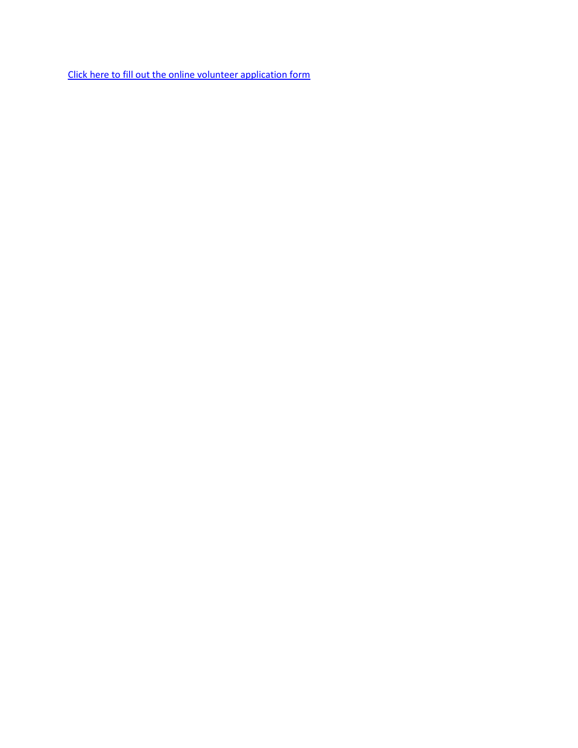Click here to fill out the online volunteer application form